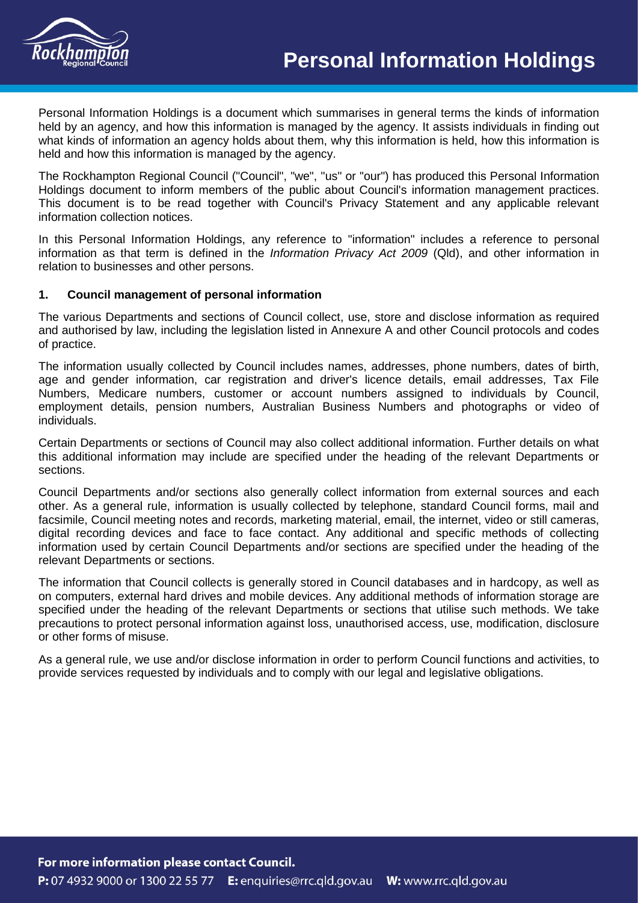# Personal Information Holdings

Personal Information Holdings is a document which summarises in general terms the kinds of information held by an agency, and how this information is managed by the agency. It assists individuals in finding out what kinds of information an agency holds about them, why this information is held, how this information is held and how this information is managed by the agency.

The Rockhampton Regional Council ("Council", "we", "us" or "our") has produced this Personal Information Holdings document to inform members of the public about Council's information management practices. This document is to be read together with Council's Privacy Statement and any applicable relevant information collection notices.

In this Personal Information Holdings, any reference to "information" includes a reference to personal information as that term is defined in the *Information Privacy Act 2009* (Qld), and other information in relation to businesses and other persons.

## 1. Council management of personal information

The various Departments and sections of Council collect, use, store and disclose information as required and authorised by law, including the legislation listed in Annexure A and other Council protocols and codes of practice.

The information usually collected by Council includes names, addresses, phone numbers, dates of birth, age and gender information, car registration and driver's licence details, email addresses, Tax File Numbers, Medicare numbers, customer or account numbers assigned to individuals by Council, employment details, pension numbers, Australian Business Numbers and photographs or video of individuals.

Certain Departments or sections of Council may also collect additional information. Further details on what this additional information may include are specified under the heading of the relevant Departments or sections.

Council Departments and/or sections also generally collect information from external sources and each other. As a general rule, information is usually collected by telephone, standard Council forms, mail and facsimile, Council meeting notes and records, marketing material, email, the internet, video or still cameras, digital recording devices and face to face contact. Any additional and specific methods of collecting information used by certain Council Departments and/or sections are specified under the heading of the relevant Departments or sections.

The information that Council collects is generally stored in Council databases and in hardcopy, as well as on computers, external hard drives and mobile devices. Any additional methods of information storage are specified under the heading of the relevant Departments or sections that utilise such methods. We take precautions to protect personal information against loss, unauthorised access, use, modification, disclosure or other forms of misuse.

As a general rule, we use and/or disclose information in order to perform Council functions and activities, to provide services requested by individuals and to comply with our legal and legislative obligations.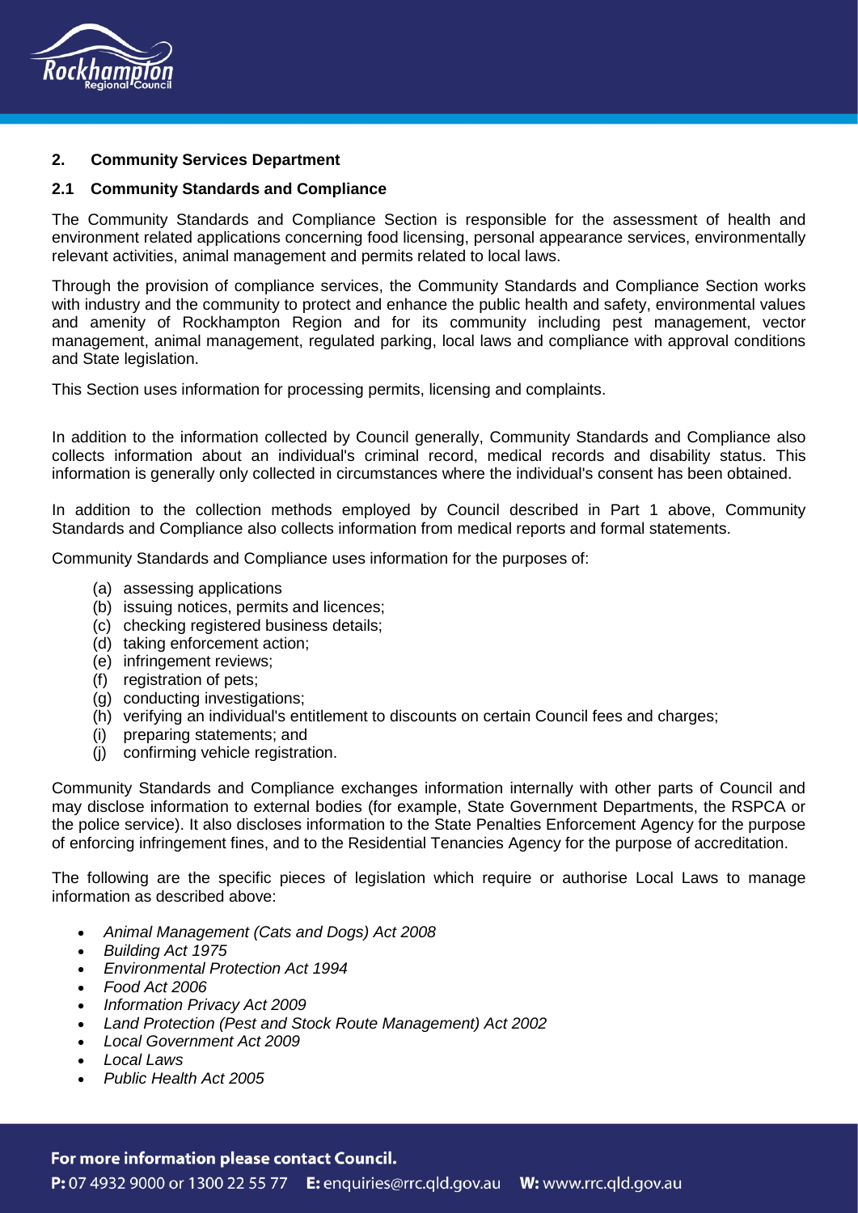## 2. Community Services Department

### 2.1 Community Standards and Compliance

The Community Standards and Compliance Section is responsible for the assessment of health and environment related applications concerning food licensing, personal appearance services, environmentally relevant activities, animal management and permits related to local laws.

Through the provision of compliance services, the Community Standards and Compliance Section works with industry and the community to protect and enhance the public health and safety, environmental values and amenity of Rockhampton Region and for its community including pest management, vector management, animal management, regulated parking, local laws and compliance with approval conditions and State legislation.

This Section uses information for processing permits, licensing and complaints.

In addition to the information collected by Council generally, Community Standards and Compliance also collects information about an individual's criminal record, medical records and disability status. This information is generally only collected in circumstances where the individual's consent has been obtained.

In addition to the collection methods employed by Council described in Part 1 above, Community Standards and Compliance also collects information from medical reports and formal statements.

Community Standards and Compliance uses information for the purposes of:

(a) assessing applications
(b) issuing notices, permits and licences;
(c) checking registered business details;
(d) taking enforcement action;
(e) infringement reviews;
(f) registration of pets;
(g) conducting investigations;
(h) verifying an individual's entitlement to discounts on certain Council fees and charges;
(i) preparing statements; and
(j) confirming vehicle registration.

Community Standards and Compliance exchanges information internally with other parts of Council and may disclose information to external bodies (for example, State Government Departments, the RSPCA or the police service). It also discloses information to the State Penalties Enforcement Agency for the purpose of enforcing infringement fines, and to the Residential Tenancies Agency for the purpose of accreditation.

The following are the specific pieces of legislation which require or authorise Local Laws to manage information as described above:

- *Animal Management (Cats and Dogs) Act 2008*
- *Building Act 1975*
- *Environmental Protection Act 1994*
- *Food Act 2006*
- *Information Privacy Act 2009*
- *Land Protection (Pest and Stock Route Management) Act 2002*
- *Local Government Act 2009*
- *Local Laws*
- *Public Health Act 2005*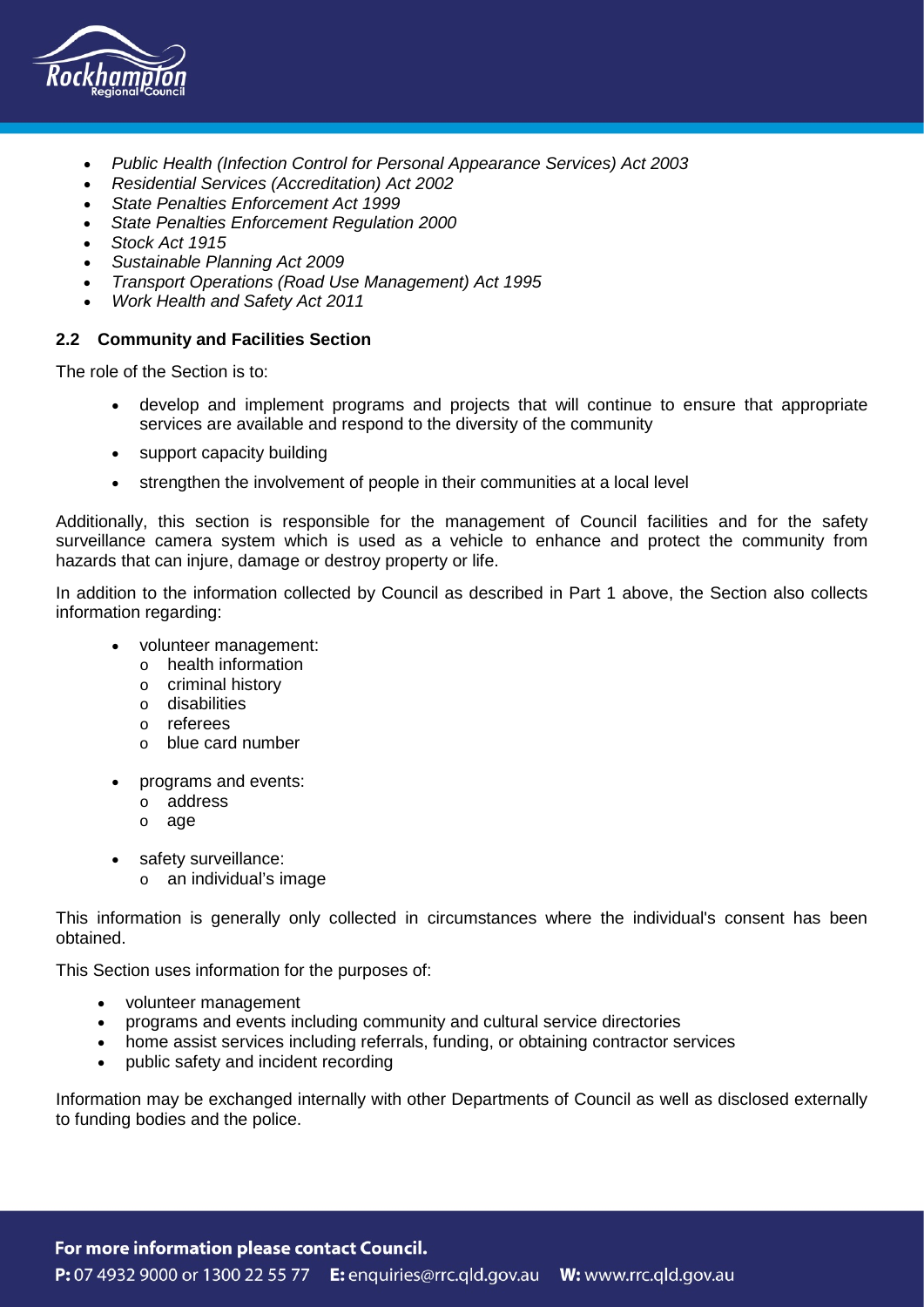- *Public Health (Infection Control for Personal Appearance Services) Act 2003*
- *Residential Services (Accreditation) Act 2002*
- *State Penalties Enforcement Act 1999*
- *State Penalties Enforcement Regulation 2000*
- *Stock Act 1915*
- *Sustainable Planning Act 2009*
- *Transport Operations (Road Use Management) Act 1995*
- *Work Health and Safety Act 2011*

### 2.2 Community and Facilities Section

The role of the Section is to:

- develop and implement programs and projects that will continue to ensure that appropriate services are available and respond to the diversity of the community
- support capacity building
- strengthen the involvement of people in their communities at a local level

Additionally, this section is responsible for the management of Council facilities and for the safety surveillance camera system which is used as a vehicle to enhance and protect the community from hazards that can injure, damage or destroy property or life.

In addition to the information collected by Council as described in Part 1 above, the Section also collects information regarding:

- volunteer management:
  - health information
  - criminal history
  - disabilities
  - referees
  - blue card number
- programs and events:
  - address
  - age
- safety surveillance:
  - an individual's image

This information is generally only collected in circumstances where the individual's consent has been obtained.

This Section uses information for the purposes of:

- volunteer management
- programs and events including community and cultural service directories
- home assist services including referrals, funding, or obtaining contractor services
- public safety and incident recording

Information may be exchanged internally with other Departments of Council as well as disclosed externally to funding bodies and the police.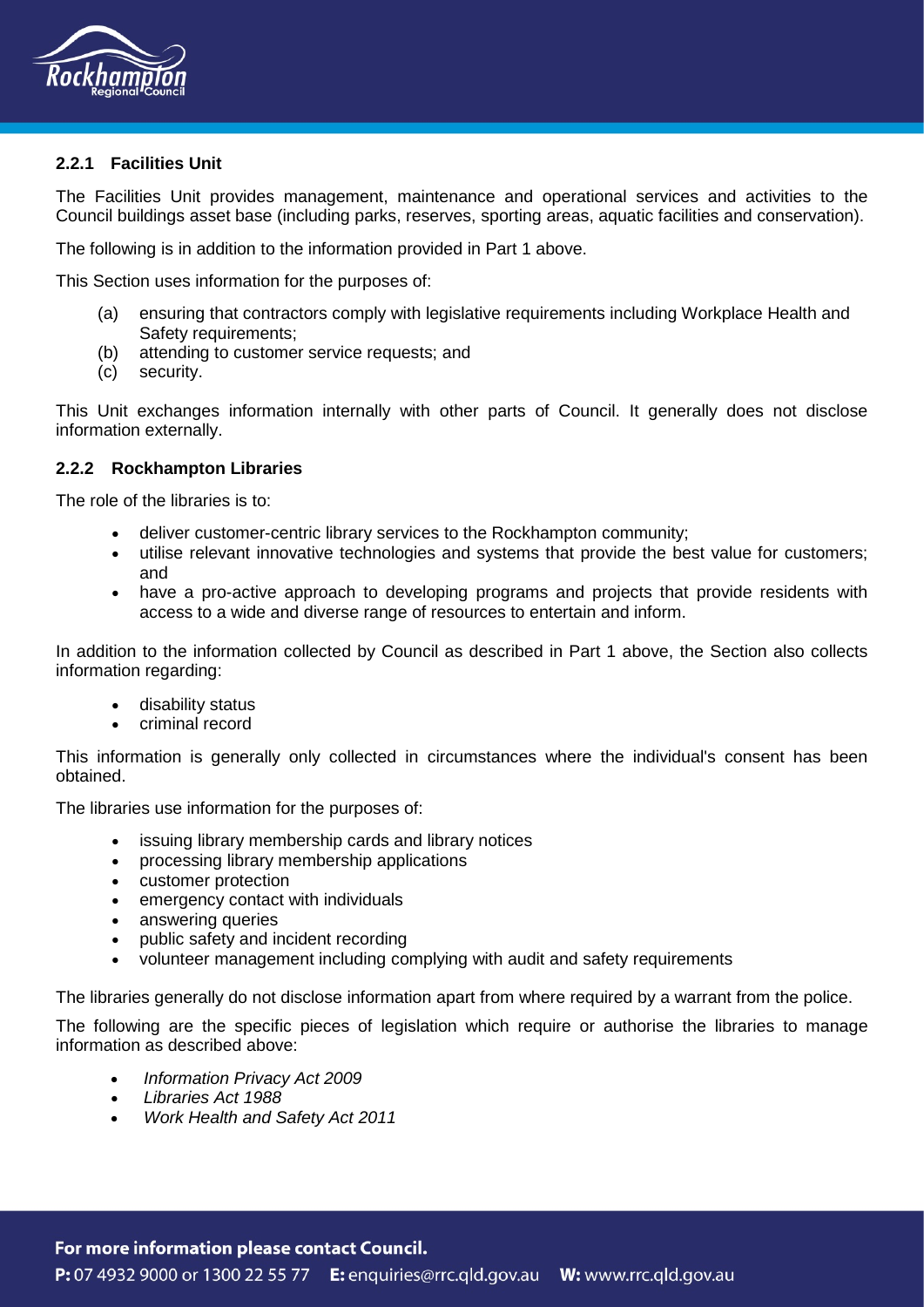#### 2.2.1 Facilities Unit

The Facilities Unit provides management, maintenance and operational services and activities to the Council buildings asset base (including parks, reserves, sporting areas, aquatic facilities and conservation).

The following is in addition to the information provided in Part 1 above.

This Section uses information for the purposes of:

(a) ensuring that contractors comply with legislative requirements including Workplace Health and Safety requirements;
(b) attending to customer service requests; and
(c) security.

This Unit exchanges information internally with other parts of Council. It generally does not disclose information externally.

#### 2.2.2 Rockhampton Libraries

The role of the libraries is to:

- deliver customer-centric library services to the Rockhampton community;
- utilise relevant innovative technologies and systems that provide the best value for customers; and
- have a pro-active approach to developing programs and projects that provide residents with access to a wide and diverse range of resources to entertain and inform.

In addition to the information collected by Council as described in Part 1 above, the Section also collects information regarding:

- disability status
- criminal record

This information is generally only collected in circumstances where the individual's consent has been obtained.

The libraries use information for the purposes of:

- issuing library membership cards and library notices
- processing library membership applications
- customer protection
- emergency contact with individuals
- answering queries
- public safety and incident recording
- volunteer management including complying with audit and safety requirements

The libraries generally do not disclose information apart from where required by a warrant from the police.

The following are the specific pieces of legislation which require or authorise the libraries to manage information as described above:

- *Information Privacy Act 2009*
- *Libraries Act 1988*
- *Work Health and Safety Act 2011*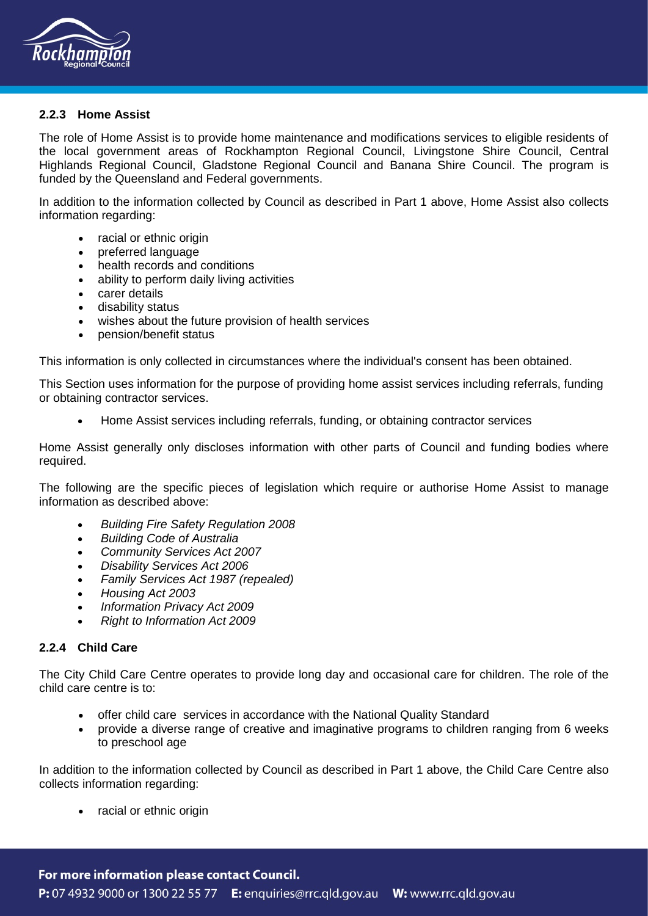#### 2.2.3 Home Assist

The role of Home Assist is to provide home maintenance and modifications services to eligible residents of the local government areas of Rockhampton Regional Council, Livingstone Shire Council, Central Highlands Regional Council, Gladstone Regional Council and Banana Shire Council. The program is funded by the Queensland and Federal governments.

In addition to the information collected by Council as described in Part 1 above, Home Assist also collects information regarding:

- racial or ethnic origin
- preferred language
- health records and conditions
- ability to perform daily living activities
- carer details
- disability status
- wishes about the future provision of health services
- pension/benefit status

This information is only collected in circumstances where the individual's consent has been obtained.

This Section uses information for the purpose of providing home assist services including referrals, funding or obtaining contractor services.

- Home Assist services including referrals, funding, or obtaining contractor services

Home Assist generally only discloses information with other parts of Council and funding bodies where required.

The following are the specific pieces of legislation which require or authorise Home Assist to manage information as described above:

- *Building Fire Safety Regulation 2008*
- *Building Code of Australia*
- *Community Services Act 2007*
- *Disability Services Act 2006*
- *Family Services Act 1987 (repealed)*
- *Housing Act 2003*
- *Information Privacy Act 2009*
- *Right to Information Act 2009*

#### 2.2.4 Child Care

The City Child Care Centre operates to provide long day and occasional care for children. The role of the child care centre is to:

- offer child care services in accordance with the National Quality Standard
- provide a diverse range of creative and imaginative programs to children ranging from 6 weeks to preschool age

In addition to the information collected by Council as described in Part 1 above, the Child Care Centre also collects information regarding:

- racial or ethnic origin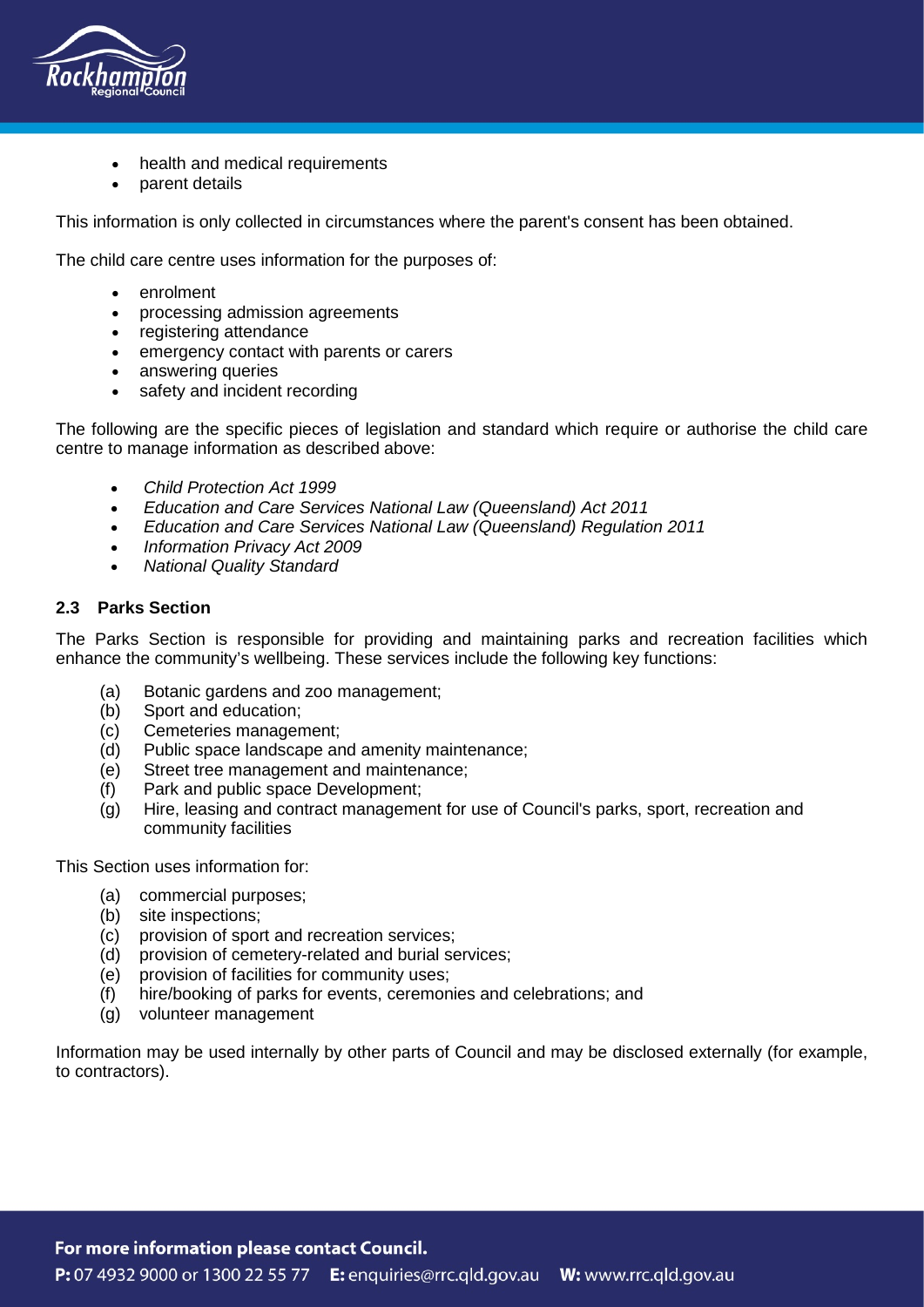- health and medical requirements
- parent details

This information is only collected in circumstances where the parent's consent has been obtained.

The child care centre uses information for the purposes of:

- enrolment
- processing admission agreements
- registering attendance
- emergency contact with parents or carers
- answering queries
- safety and incident recording

The following are the specific pieces of legislation and standard which require or authorise the child care centre to manage information as described above:

- *Child Protection Act 1999*
- *Education and Care Services National Law (Queensland) Act 2011*
- *Education and Care Services National Law (Queensland) Regulation 2011*
- *Information Privacy Act 2009*
- *National Quality Standard*

### 2.3 Parks Section

The Parks Section is responsible for providing and maintaining parks and recreation facilities which enhance the community's wellbeing. These services include the following key functions:

(a) Botanic gardens and zoo management;
(b) Sport and education;
(c) Cemeteries management;
(d) Public space landscape and amenity maintenance;
(e) Street tree management and maintenance;
(f) Park and public space Development;
(g) Hire, leasing and contract management for use of Council's parks, sport, recreation and community facilities

This Section uses information for:

(a) commercial purposes;
(b) site inspections;
(c) provision of sport and recreation services;
(d) provision of cemetery-related and burial services;
(e) provision of facilities for community uses;
(f) hire/booking of parks for events, ceremonies and celebrations; and
(g) volunteer management

Information may be used internally by other parts of Council and may be disclosed externally (for example, to contractors).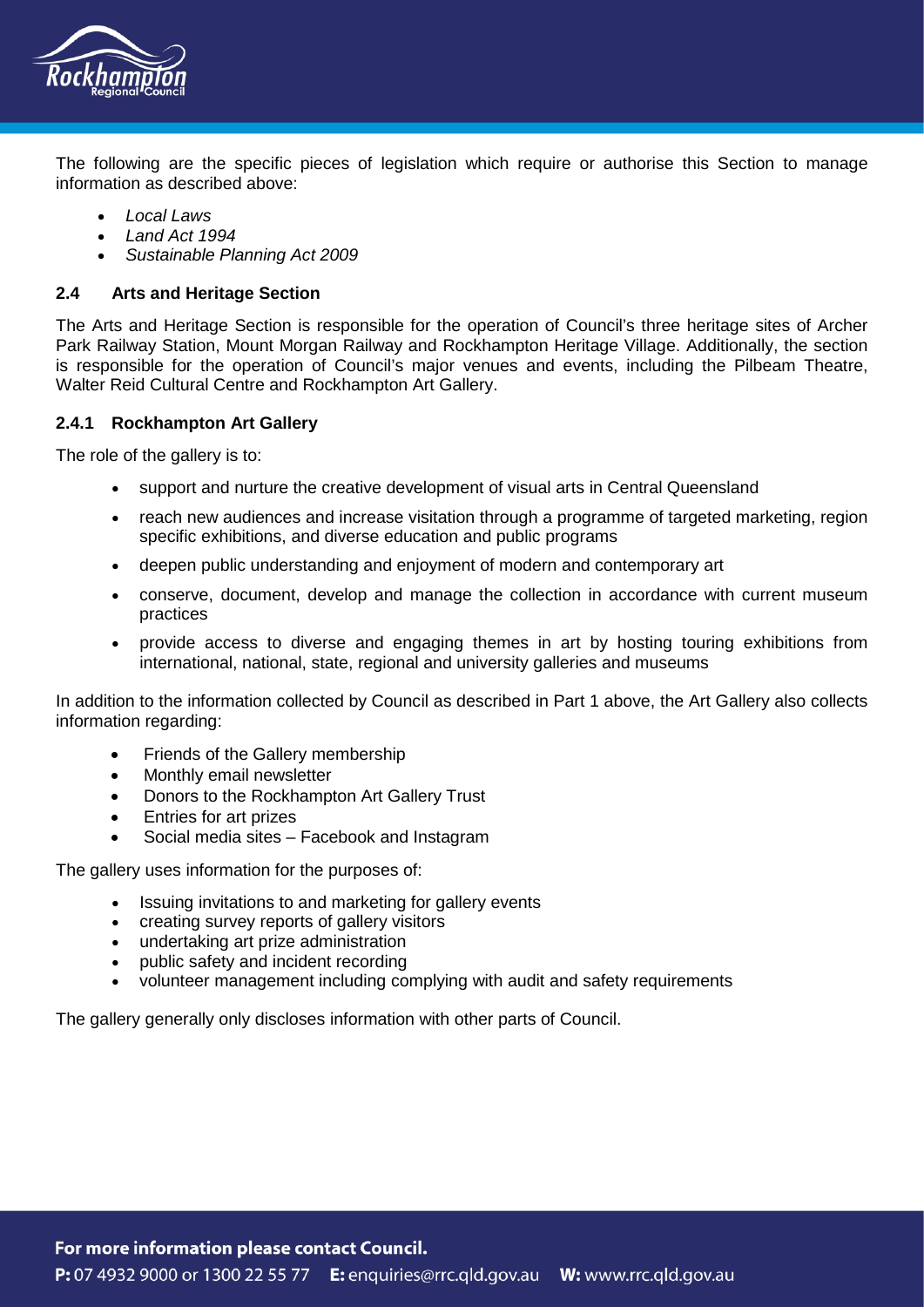The following are the specific pieces of legislation which require or authorise this Section to manage information as described above:

- *Local Laws*
- *Land Act 1994*
- *Sustainable Planning Act 2009*

### 2.4 Arts and Heritage Section

The Arts and Heritage Section is responsible for the operation of Council's three heritage sites of Archer Park Railway Station, Mount Morgan Railway and Rockhampton Heritage Village. Additionally, the section is responsible for the operation of Council's major venues and events, including the Pilbeam Theatre, Walter Reid Cultural Centre and Rockhampton Art Gallery.

#### 2.4.1 Rockhampton Art Gallery

The role of the gallery is to:

- support and nurture the creative development of visual arts in Central Queensland
- reach new audiences and increase visitation through a programme of targeted marketing, region specific exhibitions, and diverse education and public programs
- deepen public understanding and enjoyment of modern and contemporary art
- conserve, document, develop and manage the collection in accordance with current museum practices
- provide access to diverse and engaging themes in art by hosting touring exhibitions from international, national, state, regional and university galleries and museums

In addition to the information collected by Council as described in Part 1 above, the Art Gallery also collects information regarding:

- Friends of the Gallery membership
- Monthly email newsletter
- Donors to the Rockhampton Art Gallery Trust
- Entries for art prizes
- Social media sites – Facebook and Instagram

The gallery uses information for the purposes of:

- Issuing invitations to and marketing for gallery events
- creating survey reports of gallery visitors
- undertaking art prize administration
- public safety and incident recording
- volunteer management including complying with audit and safety requirements

The gallery generally only discloses information with other parts of Council.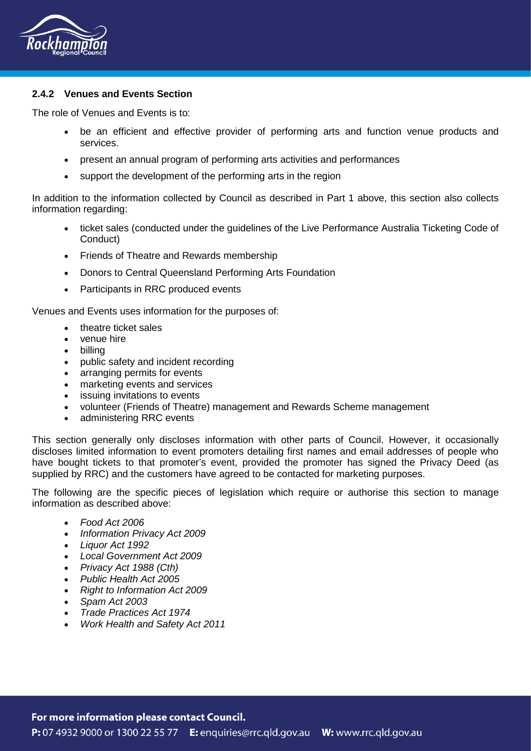### 2.4.2 Venues and Events Section

The role of Venues and Events is to:

- be an efficient and effective provider of performing arts and function venue products and services.
- present an annual program of performing arts activities and performances
- support the development of the performing arts in the region

In addition to the information collected by Council as described in Part 1 above, this section also collects information regarding:

- ticket sales (conducted under the guidelines of the Live Performance Australia Ticketing Code of Conduct)
- Friends of Theatre and Rewards membership
- Donors to Central Queensland Performing Arts Foundation
- Participants in RRC produced events

Venues and Events uses information for the purposes of:

- theatre ticket sales
- venue hire
- billing
- public safety and incident recording
- arranging permits for events
- marketing events and services
- issuing invitations to events
- volunteer (Friends of Theatre) management and Rewards Scheme management
- administering RRC events

This section generally only discloses information with other parts of Council. However, it occasionally discloses limited information to event promoters detailing first names and email addresses of people who have bought tickets to that promoter's event, provided the promoter has signed the Privacy Deed (as supplied by RRC) and the customers have agreed to be contacted for marketing purposes.

The following are the specific pieces of legislation which require or authorise this section to manage information as described above:

- *Food Act 2006*
- *Information Privacy Act 2009*
- *Liquor Act 1992*
- *Local Government Act 2009*
- *Privacy Act 1988 (Cth)*
- *Public Health Act 2005*
- *Right to Information Act 2009*
- *Spam Act 2003*
- *Trade Practices Act 1974*
- *Work Health and Safety Act 2011*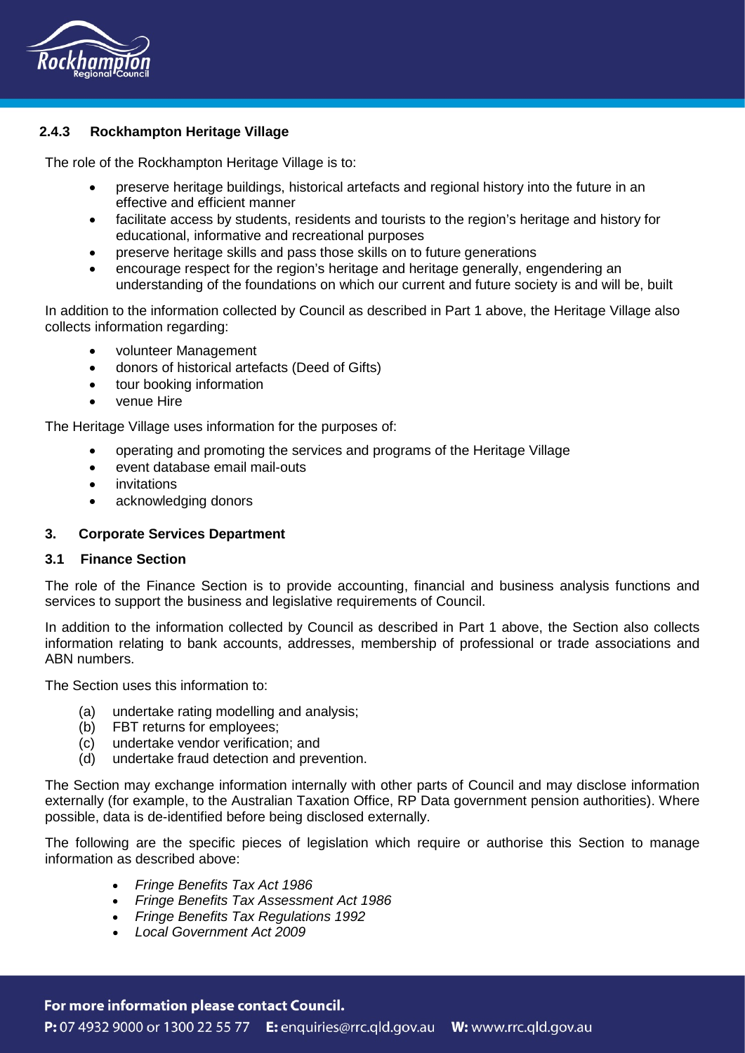### 2.4.3 Rockhampton Heritage Village

The role of the Rockhampton Heritage Village is to:

- preserve heritage buildings, historical artefacts and regional history into the future in an effective and efficient manner
- facilitate access by students, residents and tourists to the region's heritage and history for educational, informative and recreational purposes
- preserve heritage skills and pass those skills on to future generations
- encourage respect for the region's heritage and heritage generally, engendering an understanding of the foundations on which our current and future society is and will be, built

In addition to the information collected by Council as described in Part 1 above, the Heritage Village also collects information regarding:

- volunteer Management
- donors of historical artefacts (Deed of Gifts)
- tour booking information
- venue Hire

The Heritage Village uses information for the purposes of:

- operating and promoting the services and programs of the Heritage Village
- event database email mail-outs
- invitations
- acknowledging donors

## 3. Corporate Services Department

### 3.1 Finance Section

The role of the Finance Section is to provide accounting, financial and business analysis functions and services to support the business and legislative requirements of Council.

In addition to the information collected by Council as described in Part 1 above, the Section also collects information relating to bank accounts, addresses, membership of professional or trade associations and ABN numbers.

The Section uses this information to:

(a) undertake rating modelling and analysis;
(b) FBT returns for employees;
(c) undertake vendor verification; and
(d) undertake fraud detection and prevention.

The Section may exchange information internally with other parts of Council and may disclose information externally (for example, to the Australian Taxation Office, RP Data government pension authorities). Where possible, data is de-identified before being disclosed externally.

The following are the specific pieces of legislation which require or authorise this Section to manage information as described above:

- *Fringe Benefits Tax Act 1986*
- *Fringe Benefits Tax Assessment Act 1986*
- *Fringe Benefits Tax Regulations 1992*
- *Local Government Act 2009*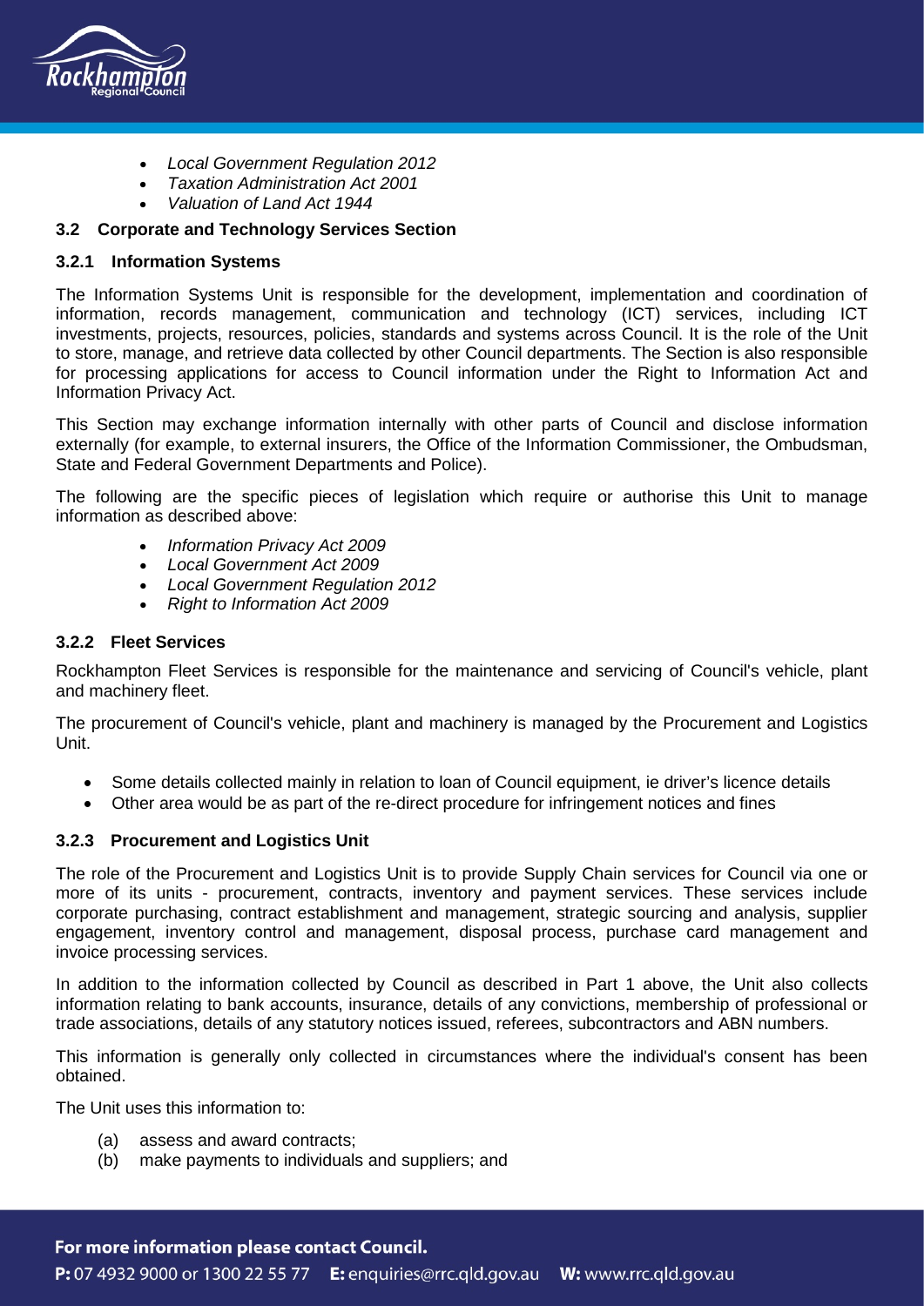- *Local Government Regulation 2012*
- *Taxation Administration Act 2001*
- *Valuation of Land Act 1944*

### 3.2 Corporate and Technology Services Section

#### 3.2.1 Information Systems

The Information Systems Unit is responsible for the development, implementation and coordination of information, records management, communication and technology (ICT) services, including ICT investments, projects, resources, policies, standards and systems across Council. It is the role of the Unit to store, manage, and retrieve data collected by other Council departments. The Section is also responsible for processing applications for access to Council information under the Right to Information Act and Information Privacy Act.

This Section may exchange information internally with other parts of Council and disclose information externally (for example, to external insurers, the Office of the Information Commissioner, the Ombudsman, State and Federal Government Departments and Police).

The following are the specific pieces of legislation which require or authorise this Unit to manage information as described above:

- *Information Privacy Act 2009*
- *Local Government Act 2009*
- *Local Government Regulation 2012*
- *Right to Information Act 2009*

#### 3.2.2 Fleet Services

Rockhampton Fleet Services is responsible for the maintenance and servicing of Council's vehicle, plant and machinery fleet.

The procurement of Council's vehicle, plant and machinery is managed by the Procurement and Logistics Unit.

- Some details collected mainly in relation to loan of Council equipment, ie driver's licence details
- Other area would be as part of the re-direct procedure for infringement notices and fines

#### 3.2.3 Procurement and Logistics Unit

The role of the Procurement and Logistics Unit is to provide Supply Chain services for Council via one or more of its units - procurement, contracts, inventory and payment services. These services include corporate purchasing, contract establishment and management, strategic sourcing and analysis, supplier engagement, inventory control and management, disposal process, purchase card management and invoice processing services.

In addition to the information collected by Council as described in Part 1 above, the Unit also collects information relating to bank accounts, insurance, details of any convictions, membership of professional or trade associations, details of any statutory notices issued, referees, subcontractors and ABN numbers.

This information is generally only collected in circumstances where the individual's consent has been obtained.

The Unit uses this information to:

(a) assess and award contracts;
(b) make payments to individuals and suppliers; and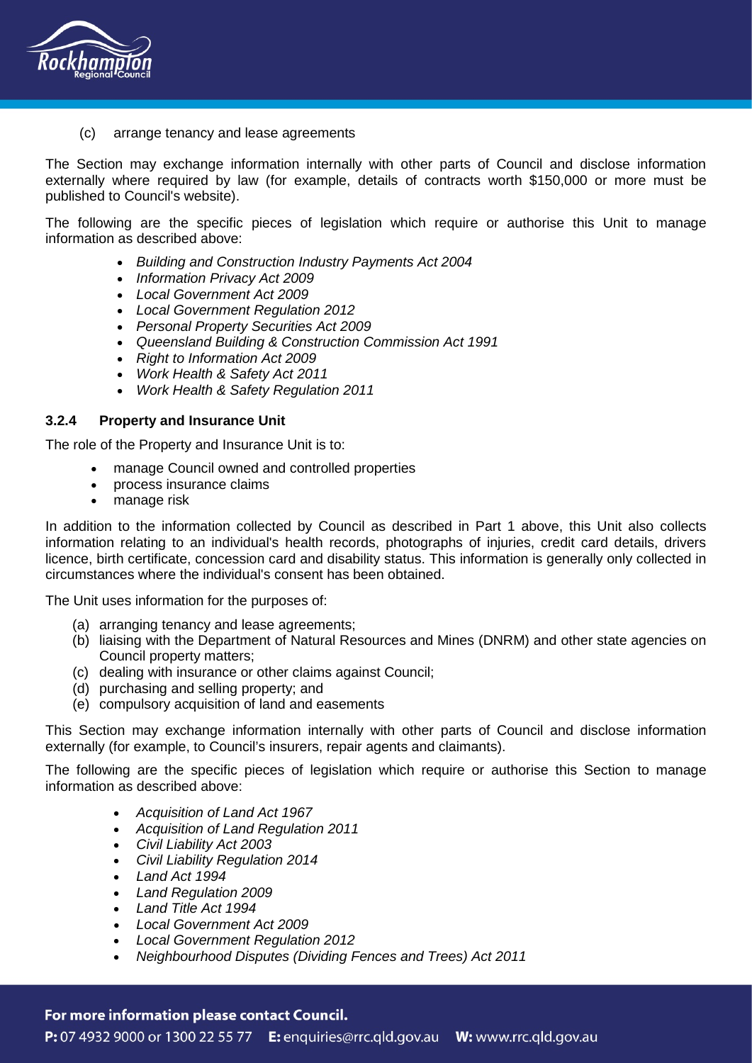(c) arrange tenancy and lease agreements

The Section may exchange information internally with other parts of Council and disclose information externally where required by law (for example, details of contracts worth $150,000 or more must be published to Council's website).

The following are the specific pieces of legislation which require or authorise this Unit to manage information as described above:

- *Building and Construction Industry Payments Act 2004*
- *Information Privacy Act 2009*
- *Local Government Act 2009*
- *Local Government Regulation 2012*
- *Personal Property Securities Act 2009*
- *Queensland Building & Construction Commission Act 1991*
- *Right to Information Act 2009*
- *Work Health & Safety Act 2011*
- *Work Health & Safety Regulation 2011*

#### 3.2.4 Property and Insurance Unit

The role of the Property and Insurance Unit is to:

- manage Council owned and controlled properties
- process insurance claims
- manage risk

In addition to the information collected by Council as described in Part 1 above, this Unit also collects information relating to an individual's health records, photographs of injuries, credit card details, drivers licence, birth certificate, concession card and disability status. This information is generally only collected in circumstances where the individual's consent has been obtained.

The Unit uses information for the purposes of:

(a) arranging tenancy and lease agreements;
(b) liaising with the Department of Natural Resources and Mines (DNRM) and other state agencies on Council property matters;
(c) dealing with insurance or other claims against Council;
(d) purchasing and selling property; and
(e) compulsory acquisition of land and easements

This Section may exchange information internally with other parts of Council and disclose information externally (for example, to Council's insurers, repair agents and claimants).

The following are the specific pieces of legislation which require or authorise this Section to manage information as described above:

- *Acquisition of Land Act 1967*
- *Acquisition of Land Regulation 2011*
- *Civil Liability Act 2003*
- *Civil Liability Regulation 2014*
- *Land Act 1994*
- *Land Regulation 2009*
- *Land Title Act 1994*
- *Local Government Act 2009*
- *Local Government Regulation 2012*
- *Neighbourhood Disputes (Dividing Fences and Trees) Act 2011*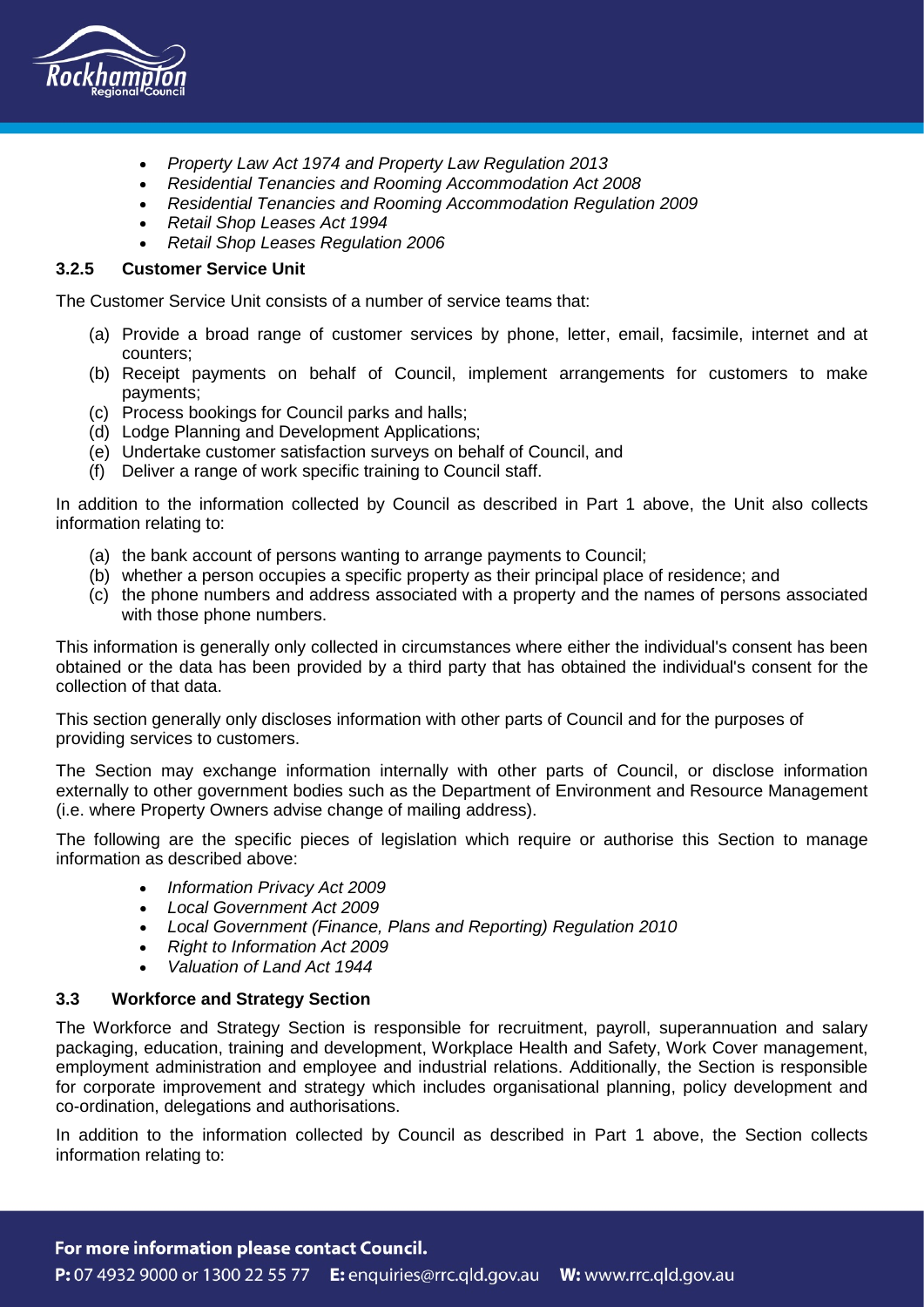- *Property Law Act 1974 and Property Law Regulation 2013*
- *Residential Tenancies and Rooming Accommodation Act 2008*
- *Residential Tenancies and Rooming Accommodation Regulation 2009*
- *Retail Shop Leases Act 1994*
- *Retail Shop Leases Regulation 2006*

#### 3.2.5 Customer Service Unit

The Customer Service Unit consists of a number of service teams that:

(a) Provide a broad range of customer services by phone, letter, email, facsimile, internet and at counters;
(b) Receipt payments on behalf of Council, implement arrangements for customers to make payments;
(c) Process bookings for Council parks and halls;
(d) Lodge Planning and Development Applications;
(e) Undertake customer satisfaction surveys on behalf of Council, and
(f) Deliver a range of work specific training to Council staff.

In addition to the information collected by Council as described in Part 1 above, the Unit also collects information relating to:

(a) the bank account of persons wanting to arrange payments to Council;
(b) whether a person occupies a specific property as their principal place of residence; and
(c) the phone numbers and address associated with a property and the names of persons associated with those phone numbers.

This information is generally only collected in circumstances where either the individual's consent has been obtained or the data has been provided by a third party that has obtained the individual's consent for the collection of that data.

This section generally only discloses information with other parts of Council and for the purposes of providing services to customers.

The Section may exchange information internally with other parts of Council, or disclose information externally to other government bodies such as the Department of Environment and Resource Management (i.e. where Property Owners advise change of mailing address).

The following are the specific pieces of legislation which require or authorise this Section to manage information as described above:

- *Information Privacy Act 2009*
- *Local Government Act 2009*
- *Local Government (Finance, Plans and Reporting) Regulation 2010*
- *Right to Information Act 2009*
- *Valuation of Land Act 1944*

### 3.3 Workforce and Strategy Section

The Workforce and Strategy Section is responsible for recruitment, payroll, superannuation and salary packaging, education, training and development, Workplace Health and Safety, Work Cover management, employment administration and employee and industrial relations. Additionally, the Section is responsible for corporate improvement and strategy which includes organisational planning, policy development and co-ordination, delegations and authorisations.

In addition to the information collected by Council as described in Part 1 above, the Section collects information relating to: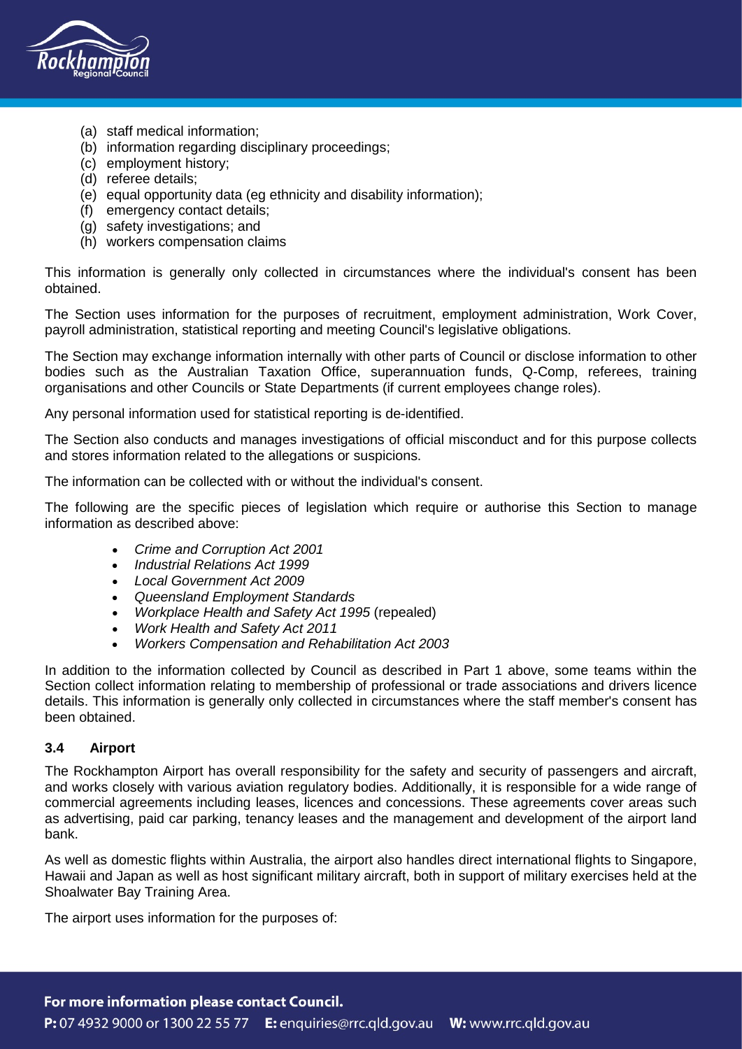(a) staff medical information;
(b) information regarding disciplinary proceedings;
(c) employment history;
(d) referee details;
(e) equal opportunity data (eg ethnicity and disability information);
(f) emergency contact details;
(g) safety investigations; and
(h) workers compensation claims

This information is generally only collected in circumstances where the individual's consent has been obtained.

The Section uses information for the purposes of recruitment, employment administration, Work Cover, payroll administration, statistical reporting and meeting Council's legislative obligations.

The Section may exchange information internally with other parts of Council or disclose information to other bodies such as the Australian Taxation Office, superannuation funds, Q-Comp, referees, training organisations and other Councils or State Departments (if current employees change roles).

Any personal information used for statistical reporting is de-identified.

The Section also conducts and manages investigations of official misconduct and for this purpose collects and stores information related to the allegations or suspicions.

The information can be collected with or without the individual's consent.

The following are the specific pieces of legislation which require or authorise this Section to manage information as described above:

- *Crime and Corruption Act 2001*
- *Industrial Relations Act 1999*
- *Local Government Act 2009*
- *Queensland Employment Standards*
- *Workplace Health and Safety Act 1995* (repealed)
- *Work Health and Safety Act 2011*
- *Workers Compensation and Rehabilitation Act 2003*

In addition to the information collected by Council as described in Part 1 above, some teams within the Section collect information relating to membership of professional or trade associations and drivers licence details. This information is generally only collected in circumstances where the staff member's consent has been obtained.

### 3.4 Airport

The Rockhampton Airport has overall responsibility for the safety and security of passengers and aircraft, and works closely with various aviation regulatory bodies. Additionally, it is responsible for a wide range of commercial agreements including leases, licences and concessions. These agreements cover areas such as advertising, paid car parking, tenancy leases and the management and development of the airport land bank.

As well as domestic flights within Australia, the airport also handles direct international flights to Singapore, Hawaii and Japan as well as host significant military aircraft, both in support of military exercises held at the Shoalwater Bay Training Area.

The airport uses information for the purposes of: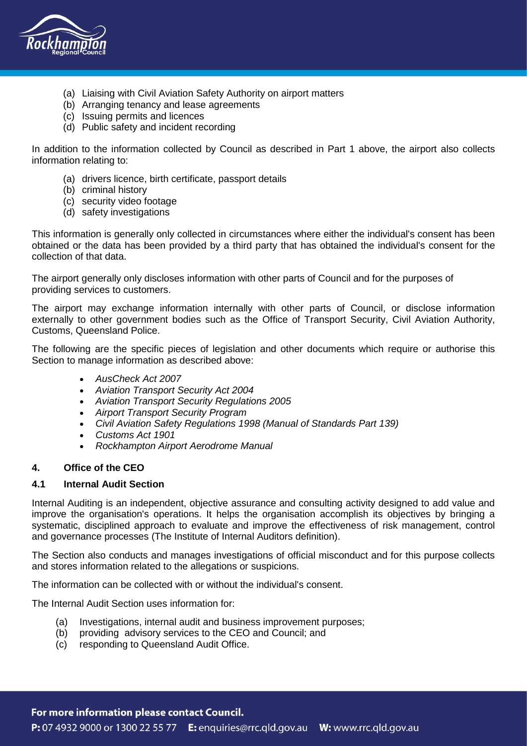(a) Liaising with Civil Aviation Safety Authority on airport matters
(b) Arranging tenancy and lease agreements
(c) Issuing permits and licences
(d) Public safety and incident recording

In addition to the information collected by Council as described in Part 1 above, the airport also collects information relating to:

(a) drivers licence, birth certificate, passport details
(b) criminal history
(c) security video footage
(d) safety investigations

This information is generally only collected in circumstances where either the individual's consent has been obtained or the data has been provided by a third party that has obtained the individual's consent for the collection of that data.

The airport generally only discloses information with other parts of Council and for the purposes of providing services to customers.

The airport may exchange information internally with other parts of Council, or disclose information externally to other government bodies such as the Office of Transport Security, Civil Aviation Authority, Customs, Queensland Police.

The following are the specific pieces of legislation and other documents which require or authorise this Section to manage information as described above:

- *AusCheck Act 2007*
- *Aviation Transport Security Act 2004*
- *Aviation Transport Security Regulations 2005*
- *Airport Transport Security Program*
- *Civil Aviation Safety Regulations 1998 (Manual of Standards Part 139)*
- *Customs Act 1901*
- *Rockhampton Airport Aerodrome Manual*

## 4. Office of the CEO

### 4.1 Internal Audit Section

Internal Auditing is an independent, objective assurance and consulting activity designed to add value and improve the organisation's operations. It helps the organisation accomplish its objectives by bringing a systematic, disciplined approach to evaluate and improve the effectiveness of risk management, control and governance processes (The Institute of Internal Auditors definition).

The Section also conducts and manages investigations of official misconduct and for this purpose collects and stores information related to the allegations or suspicions.

The information can be collected with or without the individual's consent.

The Internal Audit Section uses information for:

(a) Investigations, internal audit and business improvement purposes;
(b) providing advisory services to the CEO and Council; and
(c) responding to Queensland Audit Office.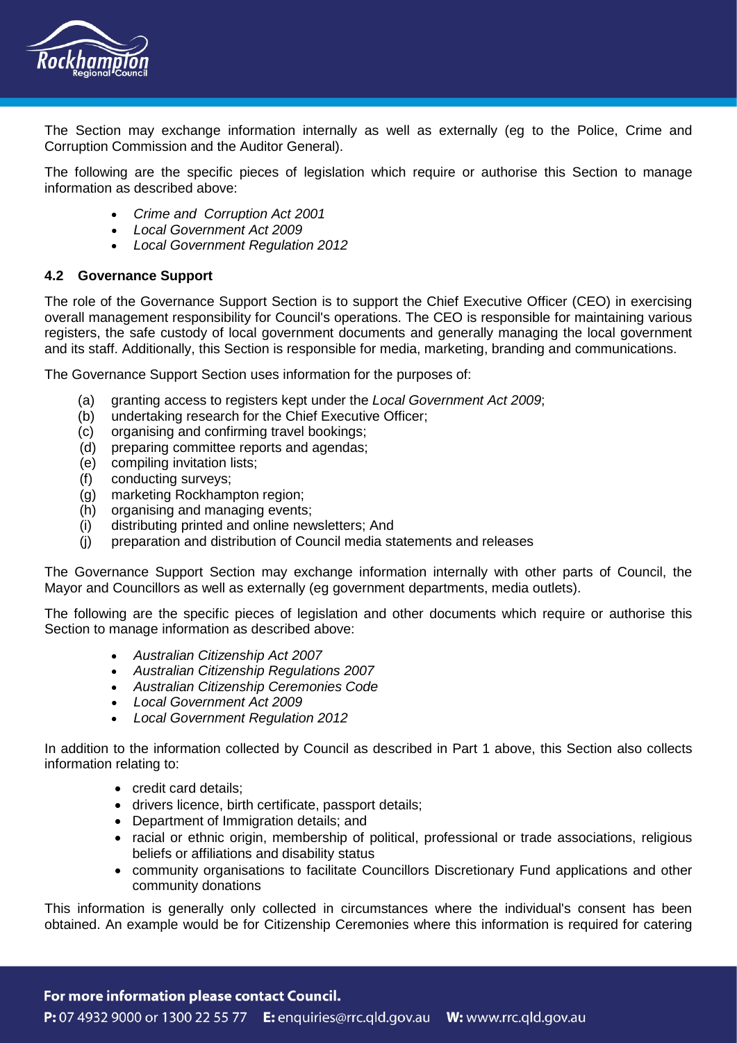The Section may exchange information internally as well as externally (eg to the Police, Crime and Corruption Commission and the Auditor General).

The following are the specific pieces of legislation which require or authorise this Section to manage information as described above:

- *Crime and Corruption Act 2001*
- *Local Government Act 2009*
- *Local Government Regulation 2012*

### 4.2 Governance Support

The role of the Governance Support Section is to support the Chief Executive Officer (CEO) in exercising overall management responsibility for Council's operations. The CEO is responsible for maintaining various registers, the safe custody of local government documents and generally managing the local government and its staff. Additionally, this Section is responsible for media, marketing, branding and communications.

The Governance Support Section uses information for the purposes of:

(a) granting access to registers kept under the *Local Government Act 2009*;
(b) undertaking research for the Chief Executive Officer;
(c) organising and confirming travel bookings;
(d) preparing committee reports and agendas;
(e) compiling invitation lists;
(f) conducting surveys;
(g) marketing Rockhampton region;
(h) organising and managing events;
(i) distributing printed and online newsletters; And
(j) preparation and distribution of Council media statements and releases

The Governance Support Section may exchange information internally with other parts of Council, the Mayor and Councillors as well as externally (eg government departments, media outlets).

The following are the specific pieces of legislation and other documents which require or authorise this Section to manage information as described above:

- *Australian Citizenship Act 2007*
- *Australian Citizenship Regulations 2007*
- *Australian Citizenship Ceremonies Code*
- *Local Government Act 2009*
- *Local Government Regulation 2012*

In addition to the information collected by Council as described in Part 1 above, this Section also collects information relating to:

- credit card details;
- drivers licence, birth certificate, passport details;
- Department of Immigration details; and
- racial or ethnic origin, membership of political, professional or trade associations, religious beliefs or affiliations and disability status
- community organisations to facilitate Councillors Discretionary Fund applications and other community donations

This information is generally only collected in circumstances where the individual's consent has been obtained. An example would be for Citizenship Ceremonies where this information is required for catering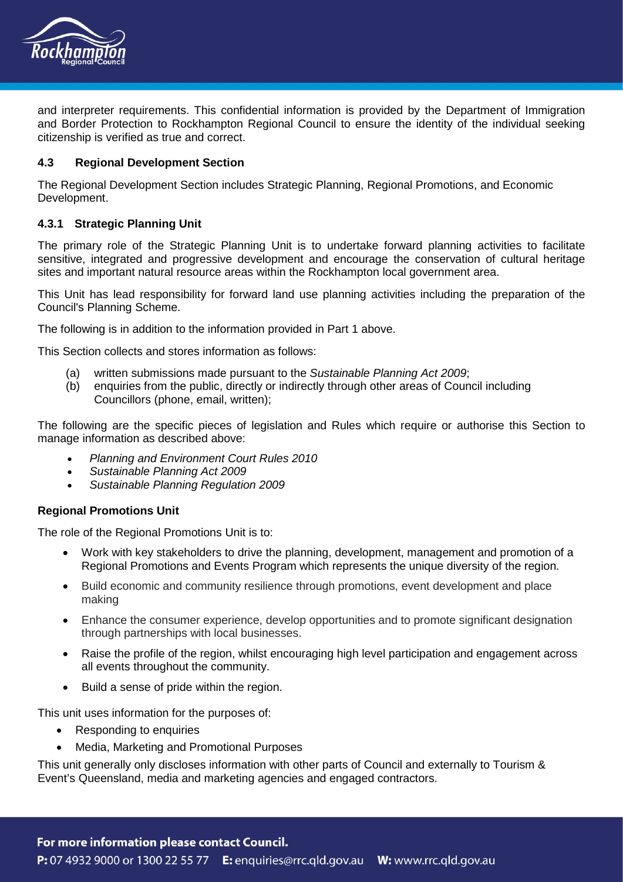and interpreter requirements. This confidential information is provided by the Department of Immigration and Border Protection to Rockhampton Regional Council to ensure the identity of the individual seeking citizenship is verified as true and correct.

### 4.3 Regional Development Section

The Regional Development Section includes Strategic Planning, Regional Promotions, and Economic Development.

#### 4.3.1 Strategic Planning Unit

The primary role of the Strategic Planning Unit is to undertake forward planning activities to facilitate sensitive, integrated and progressive development and encourage the conservation of cultural heritage sites and important natural resource areas within the Rockhampton local government area.

This Unit has lead responsibility for forward land use planning activities including the preparation of the Council's Planning Scheme.

The following is in addition to the information provided in Part 1 above.

This Section collects and stores information as follows:

(a) written submissions made pursuant to the *Sustainable Planning Act 2009*;
(b) enquiries from the public, directly or indirectly through other areas of Council including Councillors (phone, email, written);

The following are the specific pieces of legislation and Rules which require or authorise this Section to manage information as described above:

- *Planning and Environment Court Rules 2010*
- *Sustainable Planning Act 2009*
- *Sustainable Planning Regulation 2009*

#### Regional Promotions Unit

The role of the Regional Promotions Unit is to:

- Work with key stakeholders to drive the planning, development, management and promotion of a Regional Promotions and Events Program which represents the unique diversity of the region.
- Build economic and community resilience through promotions, event development and place making
- Enhance the consumer experience, develop opportunities and to promote significant designation through partnerships with local businesses.
- Raise the profile of the region, whilst encouraging high level participation and engagement across all events throughout the community.
- Build a sense of pride within the region.

This unit uses information for the purposes of:

- Responding to enquiries
- Media, Marketing and Promotional Purposes

This unit generally only discloses information with other parts of Council and externally to Tourism & Event's Queensland, media and marketing agencies and engaged contractors.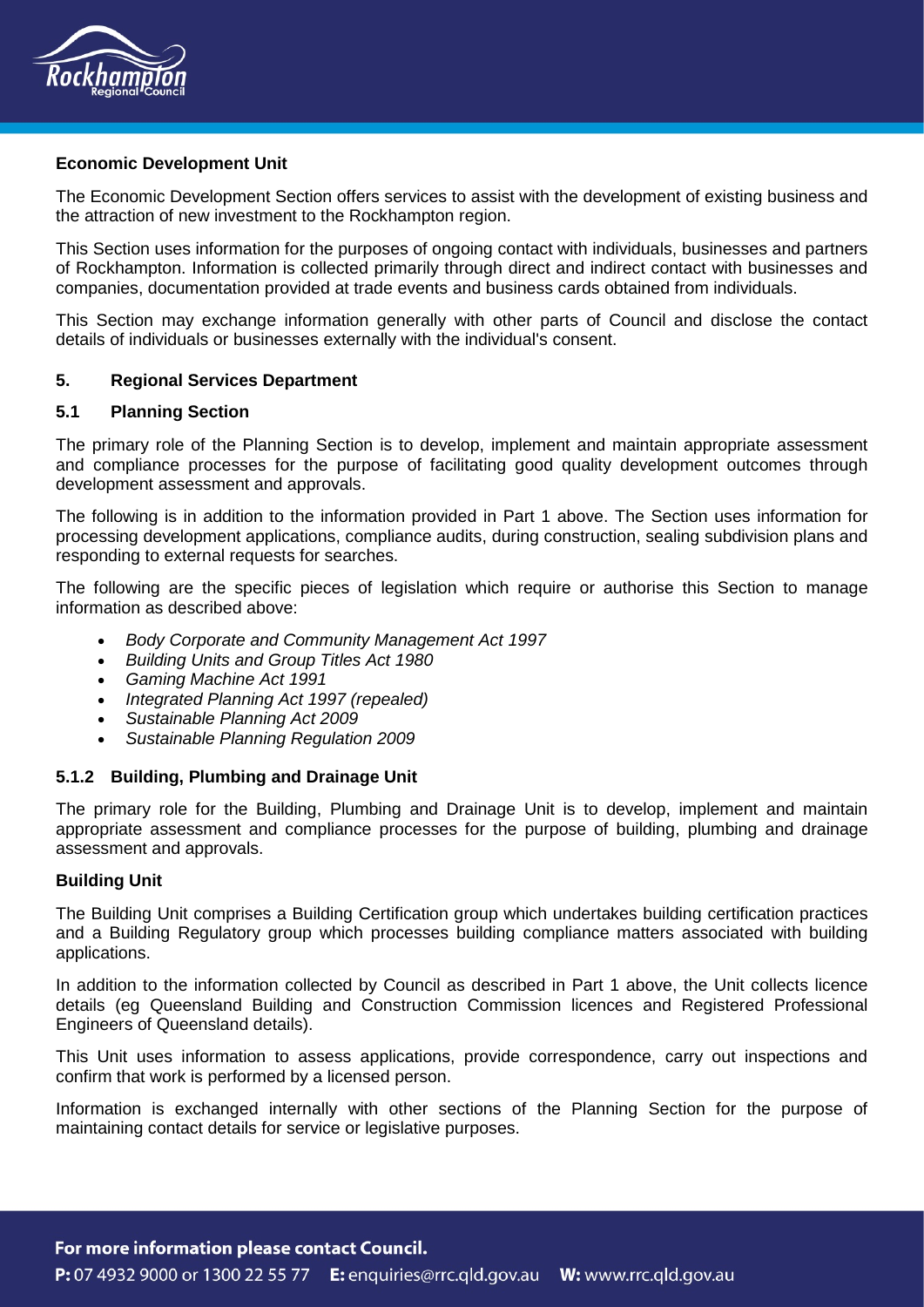**Economic Development Unit**

The Economic Development Section offers services to assist with the development of existing business and the attraction of new investment to the Rockhampton region.

This Section uses information for the purposes of ongoing contact with individuals, businesses and partners of Rockhampton. Information is collected primarily through direct and indirect contact with businesses and companies, documentation provided at trade events and business cards obtained from individuals.

This Section may exchange information generally with other parts of Council and disclose the contact details of individuals or businesses externally with the individual's consent.

## 5. Regional Services Department

### 5.1 Planning Section

The primary role of the Planning Section is to develop, implement and maintain appropriate assessment and compliance processes for the purpose of facilitating good quality development outcomes through development assessment and approvals.

The following is in addition to the information provided in Part 1 above. The Section uses information for processing development applications, compliance audits, during construction, sealing subdivision plans and responding to external requests for searches.

The following are the specific pieces of legislation which require or authorise this Section to manage information as described above:

- *Body Corporate and Community Management Act 1997*
- *Building Units and Group Titles Act 1980*
- *Gaming Machine Act 1991*
- *Integrated Planning Act 1997 (repealed)*
- *Sustainable Planning Act 2009*
- *Sustainable Planning Regulation 2009*

#### 5.1.2 Building, Plumbing and Drainage Unit

The primary role for the Building, Plumbing and Drainage Unit is to develop, implement and maintain appropriate assessment and compliance processes for the purpose of building, plumbing and drainage assessment and approvals.

**Building Unit**

The Building Unit comprises a Building Certification group which undertakes building certification practices and a Building Regulatory group which processes building compliance matters associated with building applications.

In addition to the information collected by Council as described in Part 1 above, the Unit collects licence details (eg Queensland Building and Construction Commission licences and Registered Professional Engineers of Queensland details).

This Unit uses information to assess applications, provide correspondence, carry out inspections and confirm that work is performed by a licensed person.

Information is exchanged internally with other sections of the Planning Section for the purpose of maintaining contact details for service or legislative purposes.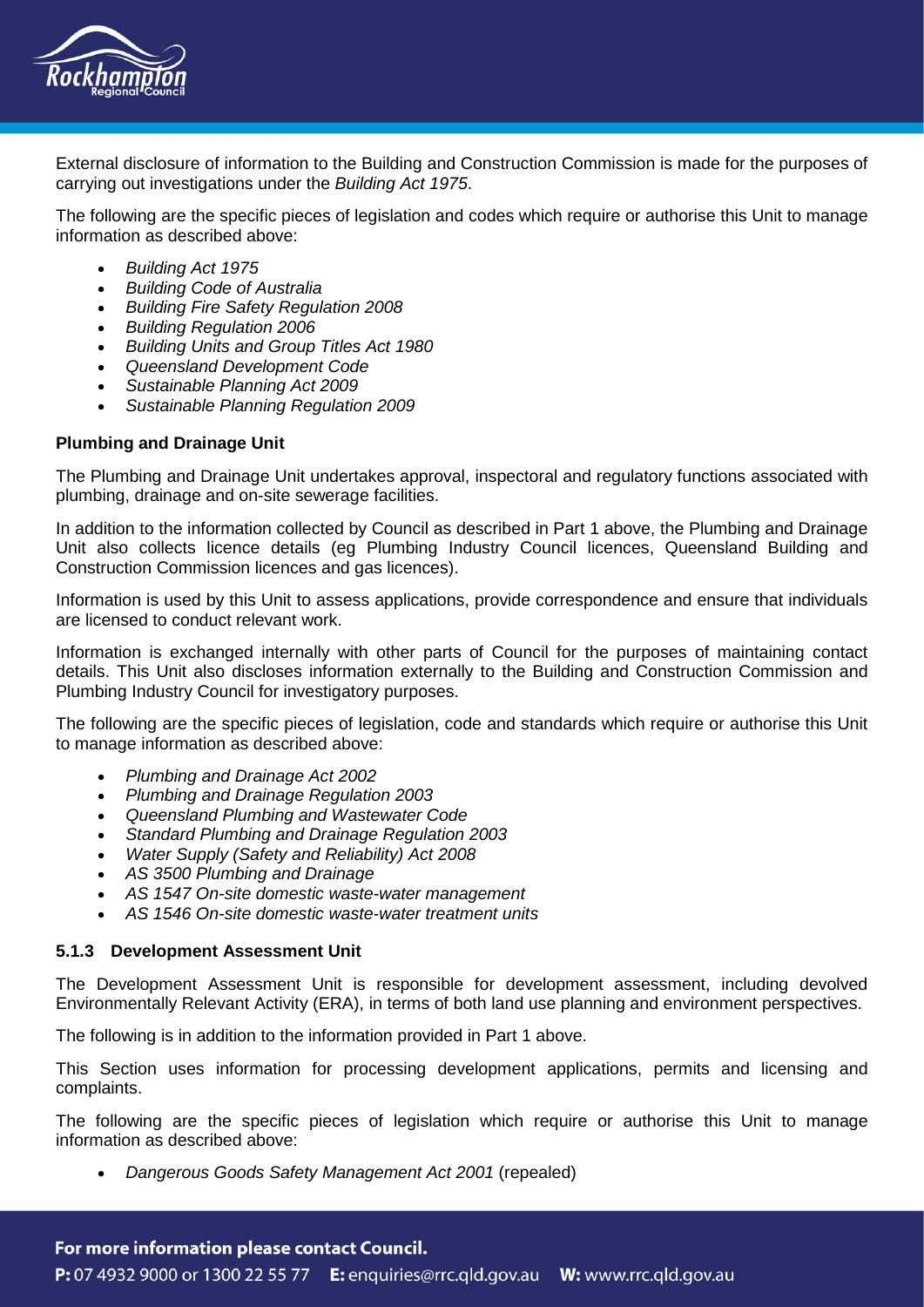External disclosure of information to the Building and Construction Commission is made for the purposes of carrying out investigations under the *Building Act 1975*.

The following are the specific pieces of legislation and codes which require or authorise this Unit to manage information as described above:

- *Building Act 1975*
- *Building Code of Australia*
- *Building Fire Safety Regulation 2008*
- *Building Regulation 2006*
- *Building Units and Group Titles Act 1980*
- *Queensland Development Code*
- *Sustainable Planning Act 2009*
- *Sustainable Planning Regulation 2009*

**Plumbing and Drainage Unit**

The Plumbing and Drainage Unit undertakes approval, inspectoral and regulatory functions associated with plumbing, drainage and on-site sewerage facilities.

In addition to the information collected by Council as described in Part 1 above, the Plumbing and Drainage Unit also collects licence details (eg Plumbing Industry Council licences, Queensland Building and Construction Commission licences and gas licences).

Information is used by this Unit to assess applications, provide correspondence and ensure that individuals are licensed to conduct relevant work.

Information is exchanged internally with other parts of Council for the purposes of maintaining contact details. This Unit also discloses information externally to the Building and Construction Commission and Plumbing Industry Council for investigatory purposes.

The following are the specific pieces of legislation, code and standards which require or authorise this Unit to manage information as described above:

- *Plumbing and Drainage Act 2002*
- *Plumbing and Drainage Regulation 2003*
- *Queensland Plumbing and Wastewater Code*
- *Standard Plumbing and Drainage Regulation 2003*
- *Water Supply (Safety and Reliability) Act 2008*
- *AS 3500 Plumbing and Drainage*
- *AS 1547 On-site domestic waste-water management*
- *AS 1546 On-site domestic waste-water treatment units*

#### 5.1.3 Development Assessment Unit

The Development Assessment Unit is responsible for development assessment, including devolved Environmentally Relevant Activity (ERA), in terms of both land use planning and environment perspectives.

The following is in addition to the information provided in Part 1 above.

This Section uses information for processing development applications, permits and licensing and complaints.

The following are the specific pieces of legislation which require or authorise this Unit to manage information as described above:

- *Dangerous Goods Safety Management Act 2001* (repealed)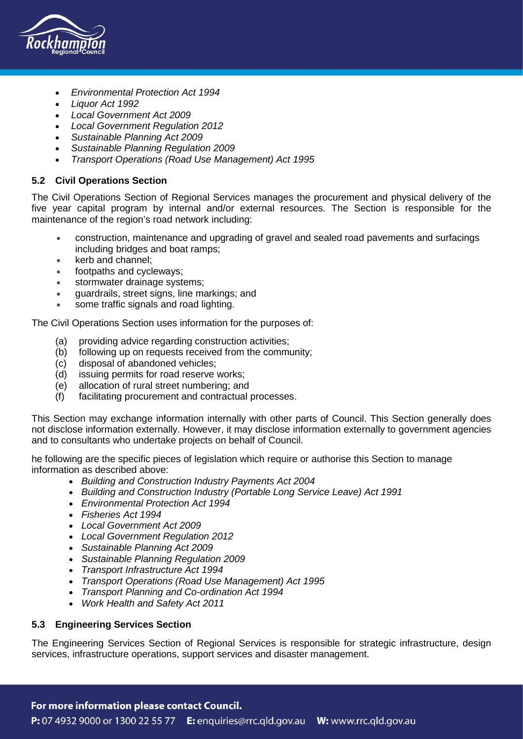- *Environmental Protection Act 1994*
- *Liquor Act 1992*
- *Local Government Act 2009*
- *Local Government Regulation 2012*
- *Sustainable Planning Act 2009*
- *Sustainable Planning Regulation 2009*
- *Transport Operations (Road Use Management) Act 1995*

### 5.2 Civil Operations Section

The Civil Operations Section of Regional Services manages the procurement and physical delivery of the five year capital program by internal and/or external resources. The Section is responsible for the maintenance of the region's road network including:

- construction, maintenance and upgrading of gravel and sealed road pavements and surfacings including bridges and boat ramps;
- kerb and channel;
- footpaths and cycleways;
- stormwater drainage systems;
- guardrails, street signs, line markings; and
- some traffic signals and road lighting.

The Civil Operations Section uses information for the purposes of:

(a) providing advice regarding construction activities;
(b) following up on requests received from the community;
(c) disposal of abandoned vehicles;
(d) issuing permits for road reserve works;
(e) allocation of rural street numbering; and
(f) facilitating procurement and contractual processes.

This Section may exchange information internally with other parts of Council. This Section generally does not disclose information externally. However, it may disclose information externally to government agencies and to consultants who undertake projects on behalf of Council.

he following are the specific pieces of legislation which require or authorise this Section to manage information as described above:

- *Building and Construction Industry Payments Act 2004*
- *Building and Construction Industry (Portable Long Service Leave) Act 1991*
- *Environmental Protection Act 1994*
- *Fisheries Act 1994*
- *Local Government Act 2009*
- *Local Government Regulation 2012*
- *Sustainable Planning Act 2009*
- *Sustainable Planning Regulation 2009*
- *Transport Infrastructure Act 1994*
- *Transport Operations (Road Use Management) Act 1995*
- *Transport Planning and Co-ordination Act 1994*
- *Work Health and Safety Act 2011*

### 5.3 Engineering Services Section

The Engineering Services Section of Regional Services is responsible for strategic infrastructure, design services, infrastructure operations, support services and disaster management.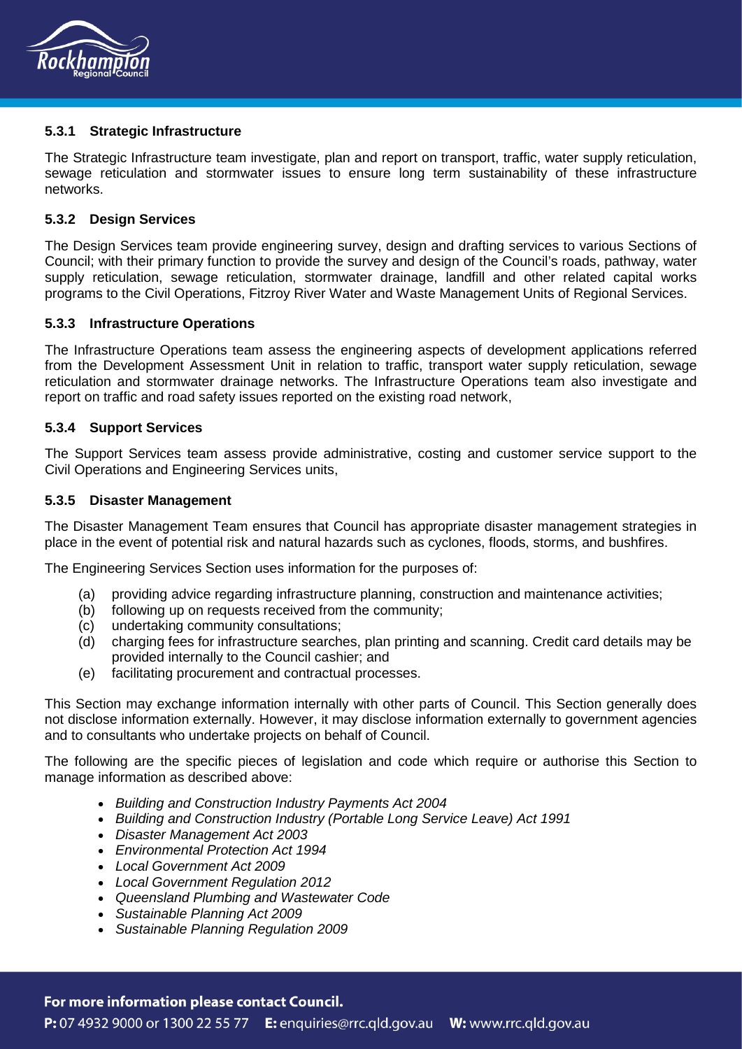#### 5.3.1 Strategic Infrastructure

The Strategic Infrastructure team investigate, plan and report on transport, traffic, water supply reticulation, sewage reticulation and stormwater issues to ensure long term sustainability of these infrastructure networks.

#### 5.3.2 Design Services

The Design Services team provide engineering survey, design and drafting services to various Sections of Council; with their primary function to provide the survey and design of the Council's roads, pathway, water supply reticulation, sewage reticulation, stormwater drainage, landfill and other related capital works programs to the Civil Operations, Fitzroy River Water and Waste Management Units of Regional Services.

#### 5.3.3 Infrastructure Operations

The Infrastructure Operations team assess the engineering aspects of development applications referred from the Development Assessment Unit in relation to traffic, transport water supply reticulation, sewage reticulation and stormwater drainage networks. The Infrastructure Operations team also investigate and report on traffic and road safety issues reported on the existing road network,

#### 5.3.4 Support Services

The Support Services team assess provide administrative, costing and customer service support to the Civil Operations and Engineering Services units,

#### 5.3.5 Disaster Management

The Disaster Management Team ensures that Council has appropriate disaster management strategies in place in the event of potential risk and natural hazards such as cyclones, floods, storms, and bushfires.

The Engineering Services Section uses information for the purposes of:

(a) providing advice regarding infrastructure planning, construction and maintenance activities;
(b) following up on requests received from the community;
(c) undertaking community consultations;
(d) charging fees for infrastructure searches, plan printing and scanning. Credit card details may be provided internally to the Council cashier; and
(e) facilitating procurement and contractual processes.

This Section may exchange information internally with other parts of Council. This Section generally does not disclose information externally. However, it may disclose information externally to government agencies and to consultants who undertake projects on behalf of Council.

The following are the specific pieces of legislation and code which require or authorise this Section to manage information as described above:

- *Building and Construction Industry Payments Act 2004*
- *Building and Construction Industry (Portable Long Service Leave) Act 1991*
- *Disaster Management Act 2003*
- *Environmental Protection Act 1994*
- *Local Government Act 2009*
- *Local Government Regulation 2012*
- *Queensland Plumbing and Wastewater Code*
- *Sustainable Planning Act 2009*
- *Sustainable Planning Regulation 2009*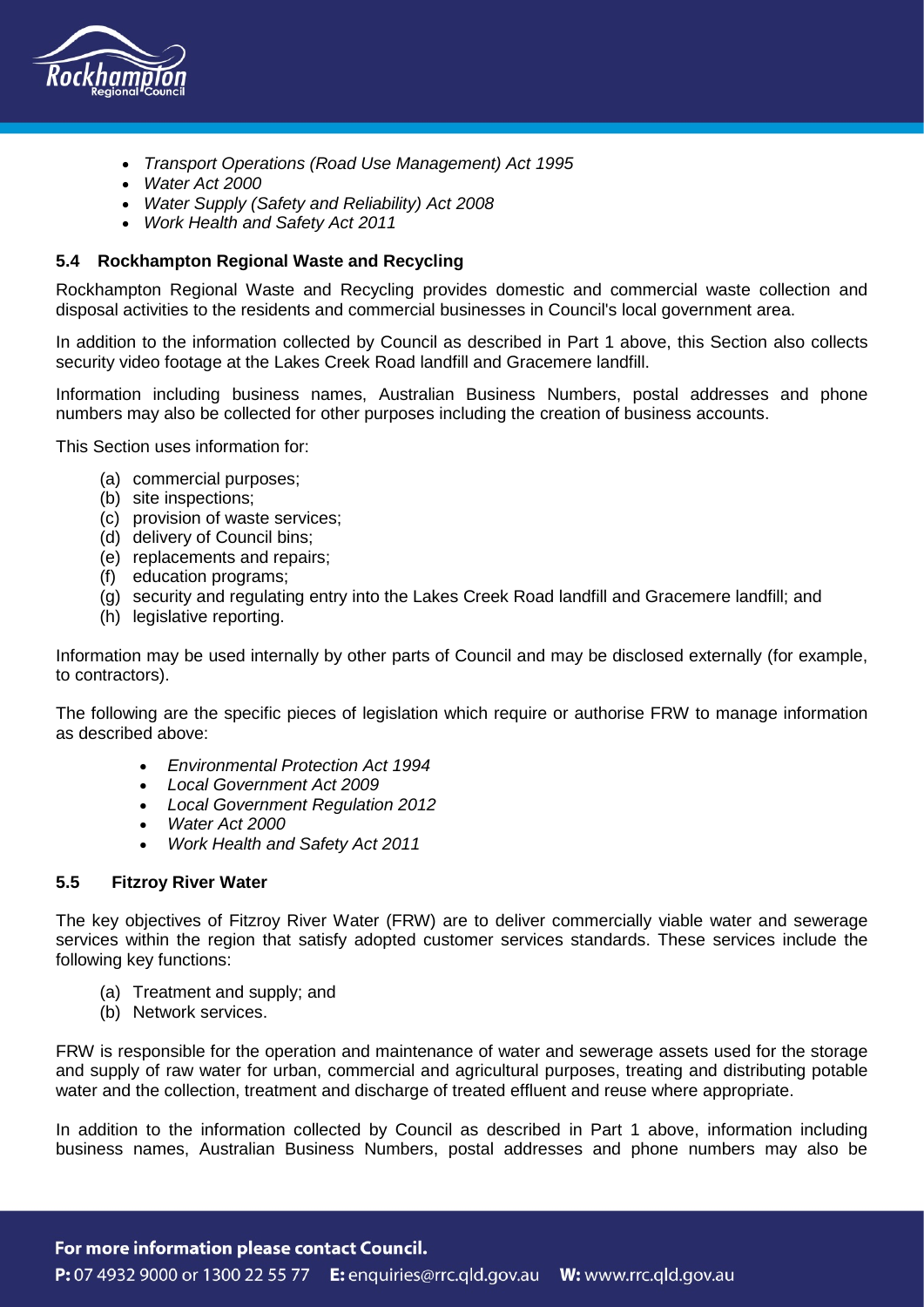- *Transport Operations (Road Use Management) Act 1995*
- *Water Act 2000*
- *Water Supply (Safety and Reliability) Act 2008*
- *Work Health and Safety Act 2011*

### 5.4 Rockhampton Regional Waste and Recycling

Rockhampton Regional Waste and Recycling provides domestic and commercial waste collection and disposal activities to the residents and commercial businesses in Council's local government area.

In addition to the information collected by Council as described in Part 1 above, this Section also collects security video footage at the Lakes Creek Road landfill and Gracemere landfill.

Information including business names, Australian Business Numbers, postal addresses and phone numbers may also be collected for other purposes including the creation of business accounts.

This Section uses information for:

(a) commercial purposes;
(b) site inspections;
(c) provision of waste services;
(d) delivery of Council bins;
(e) replacements and repairs;
(f) education programs;
(g) security and regulating entry into the Lakes Creek Road landfill and Gracemere landfill; and
(h) legislative reporting.

Information may be used internally by other parts of Council and may be disclosed externally (for example, to contractors).

The following are the specific pieces of legislation which require or authorise FRW to manage information as described above:

- *Environmental Protection Act 1994*
- *Local Government Act 2009*
- *Local Government Regulation 2012*
- *Water Act 2000*
- *Work Health and Safety Act 2011*

### 5.5 Fitzroy River Water

The key objectives of Fitzroy River Water (FRW) are to deliver commercially viable water and sewerage services within the region that satisfy adopted customer services standards. These services include the following key functions:

(a) Treatment and supply; and
(b) Network services.

FRW is responsible for the operation and maintenance of water and sewerage assets used for the storage and supply of raw water for urban, commercial and agricultural purposes, treating and distributing potable water and the collection, treatment and discharge of treated effluent and reuse where appropriate.

In addition to the information collected by Council as described in Part 1 above, information including business names, Australian Business Numbers, postal addresses and phone numbers may also be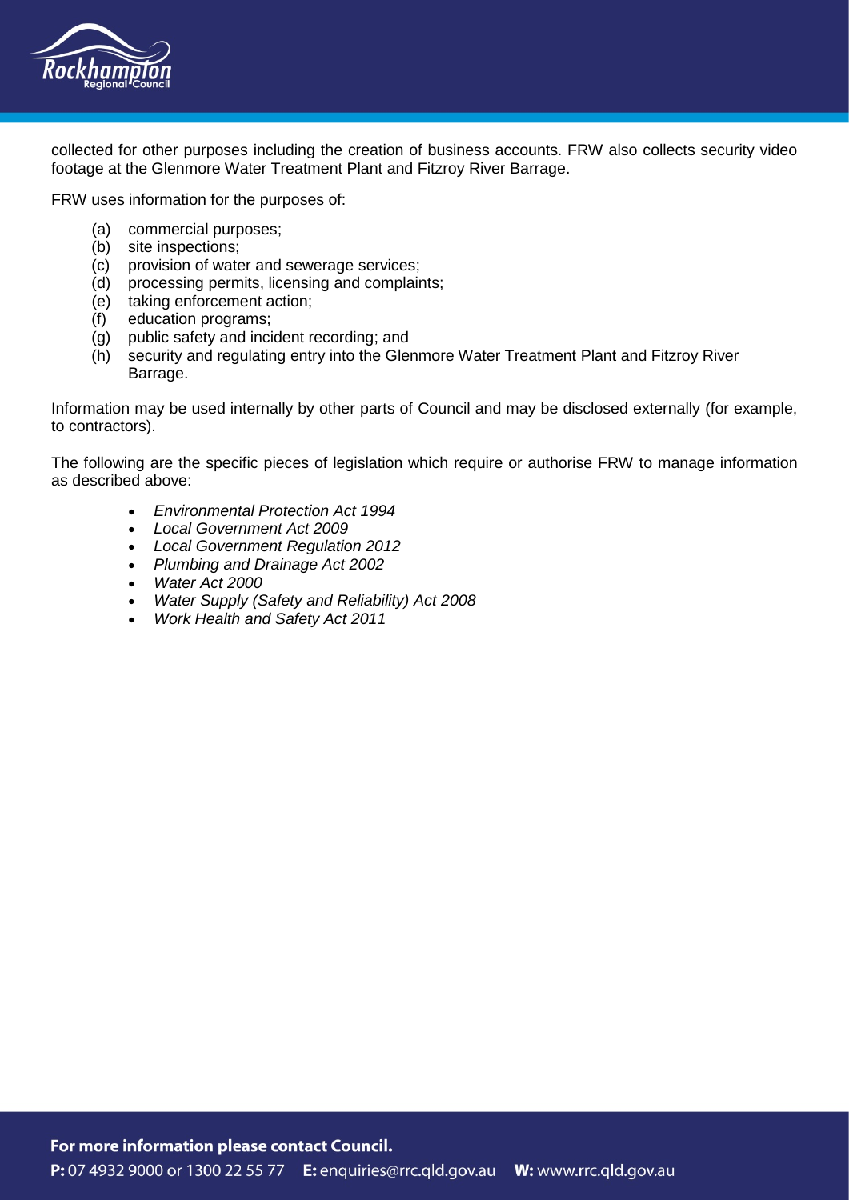collected for other purposes including the creation of business accounts. FRW also collects security video footage at the Glenmore Water Treatment Plant and Fitzroy River Barrage.

FRW uses information for the purposes of:

(a) commercial purposes;
(b) site inspections;
(c) provision of water and sewerage services;
(d) processing permits, licensing and complaints;
(e) taking enforcement action;
(f) education programs;
(g) public safety and incident recording; and
(h) security and regulating entry into the Glenmore Water Treatment Plant and Fitzroy River Barrage.

Information may be used internally by other parts of Council and may be disclosed externally (for example, to contractors).

The following are the specific pieces of legislation which require or authorise FRW to manage information as described above:

- *Environmental Protection Act 1994*
- *Local Government Act 2009*
- *Local Government Regulation 2012*
- *Plumbing and Drainage Act 2002*
- *Water Act 2000*
- *Water Supply (Safety and Reliability) Act 2008*
- *Work Health and Safety Act 2011*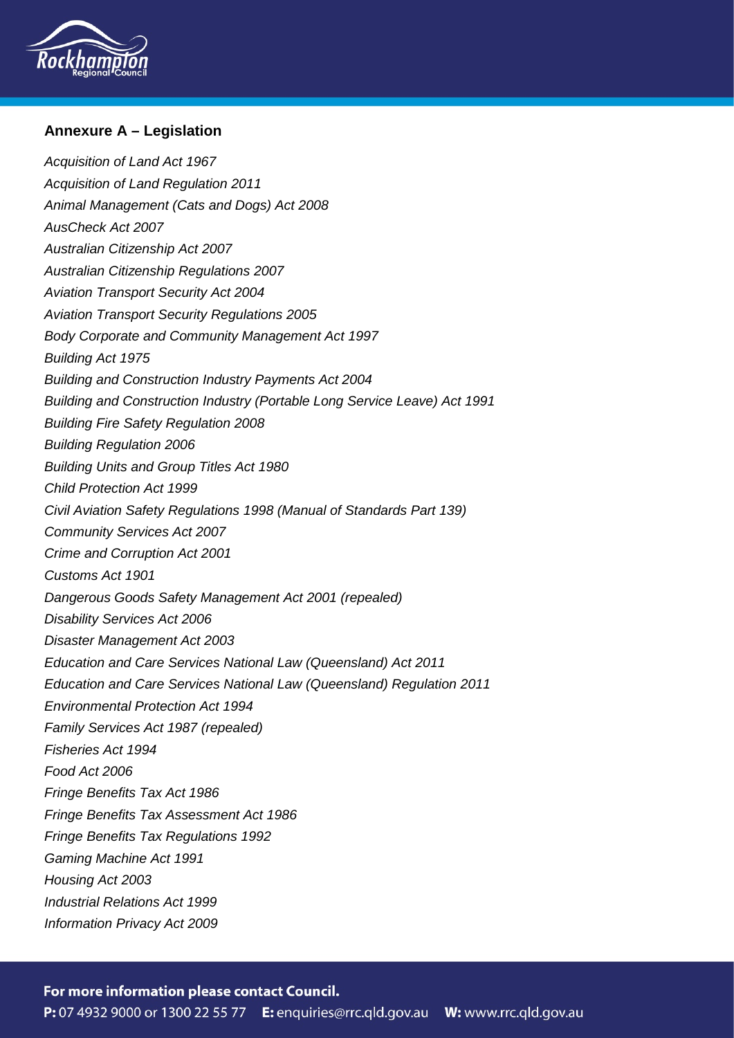## Annexure A – Legislation

*Acquisition of Land Act 1967*

*Acquisition of Land Regulation 2011*

*Animal Management (Cats and Dogs) Act 2008*

*AusCheck Act 2007*

*Australian Citizenship Act 2007*

*Australian Citizenship Regulations 2007*

*Aviation Transport Security Act 2004*

*Aviation Transport Security Regulations 2005*

*Body Corporate and Community Management Act 1997*

*Building Act 1975*

*Building and Construction Industry Payments Act 2004*

*Building and Construction Industry (Portable Long Service Leave) Act 1991*

*Building Fire Safety Regulation 2008*

*Building Regulation 2006*

*Building Units and Group Titles Act 1980*

*Child Protection Act 1999*

*Civil Aviation Safety Regulations 1998 (Manual of Standards Part 139)*

*Community Services Act 2007*

*Crime and Corruption Act 2001*

*Customs Act 1901*

*Dangerous Goods Safety Management Act 2001 (repealed)*

*Disability Services Act 2006*

*Disaster Management Act 2003*

*Education and Care Services National Law (Queensland) Act 2011*

*Education and Care Services National Law (Queensland) Regulation 2011*

*Environmental Protection Act 1994*

*Family Services Act 1987 (repealed)*

*Fisheries Act 1994*

*Food Act 2006*

*Fringe Benefits Tax Act 1986*

*Fringe Benefits Tax Assessment Act 1986*

*Fringe Benefits Tax Regulations 1992*

*Gaming Machine Act 1991*

*Housing Act 2003*

*Industrial Relations Act 1999*

*Information Privacy Act 2009*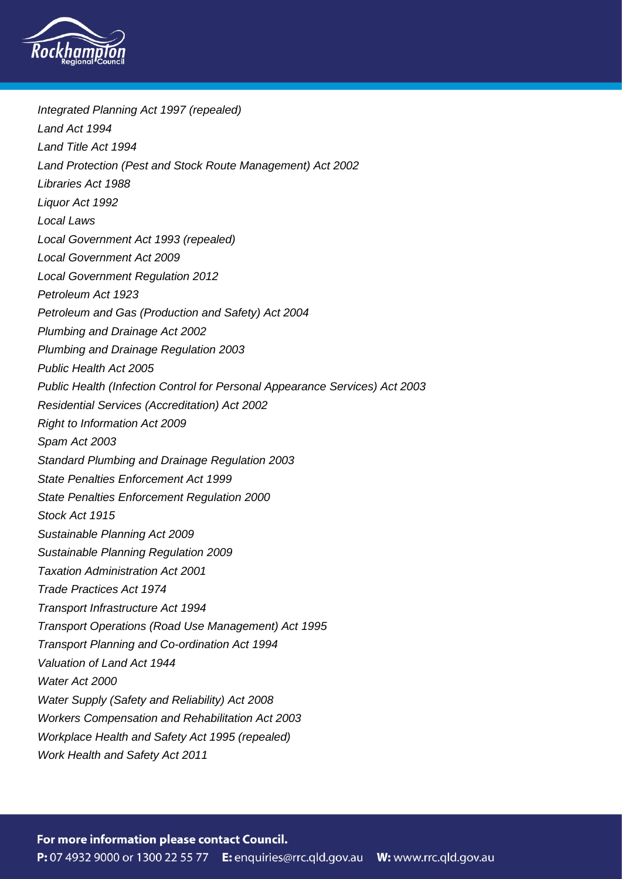*Integrated Planning Act 1997 (repealed)*
*Land Act 1994*
*Land Title Act 1994*
*Land Protection (Pest and Stock Route Management) Act 2002*
*Libraries Act 1988*
*Liquor Act 1992*
*Local Laws*
*Local Government Act 1993 (repealed)*
*Local Government Act 2009*
*Local Government Regulation 2012*
*Petroleum Act 1923*
*Petroleum and Gas (Production and Safety) Act 2004*
*Plumbing and Drainage Act 2002*
*Plumbing and Drainage Regulation 2003*
*Public Health Act 2005*
*Public Health (Infection Control for Personal Appearance Services) Act 2003*
*Residential Services (Accreditation) Act 2002*
*Right to Information Act 2009*
*Spam Act 2003*
*Standard Plumbing and Drainage Regulation 2003*
*State Penalties Enforcement Act 1999*
*State Penalties Enforcement Regulation 2000*
*Stock Act 1915*
*Sustainable Planning Act 2009*
*Sustainable Planning Regulation 2009*
*Taxation Administration Act 2001*
*Trade Practices Act 1974*
*Transport Infrastructure Act 1994*
*Transport Operations (Road Use Management) Act 1995*
*Transport Planning and Co-ordination Act 1994*
*Valuation of Land Act 1944*
*Water Act 2000*
*Water Supply (Safety and Reliability) Act 2008*
*Workers Compensation and Rehabilitation Act 2003*
*Workplace Health and Safety Act 1995 (repealed)*
*Work Health and Safety Act 2011*

**For more information please contact Council.**
**P:** 07 4932 9000 or 1300 22 55 77 **E:** enquiries@rrc.qld.gov.au **W:** www.rrc.qld.gov.au